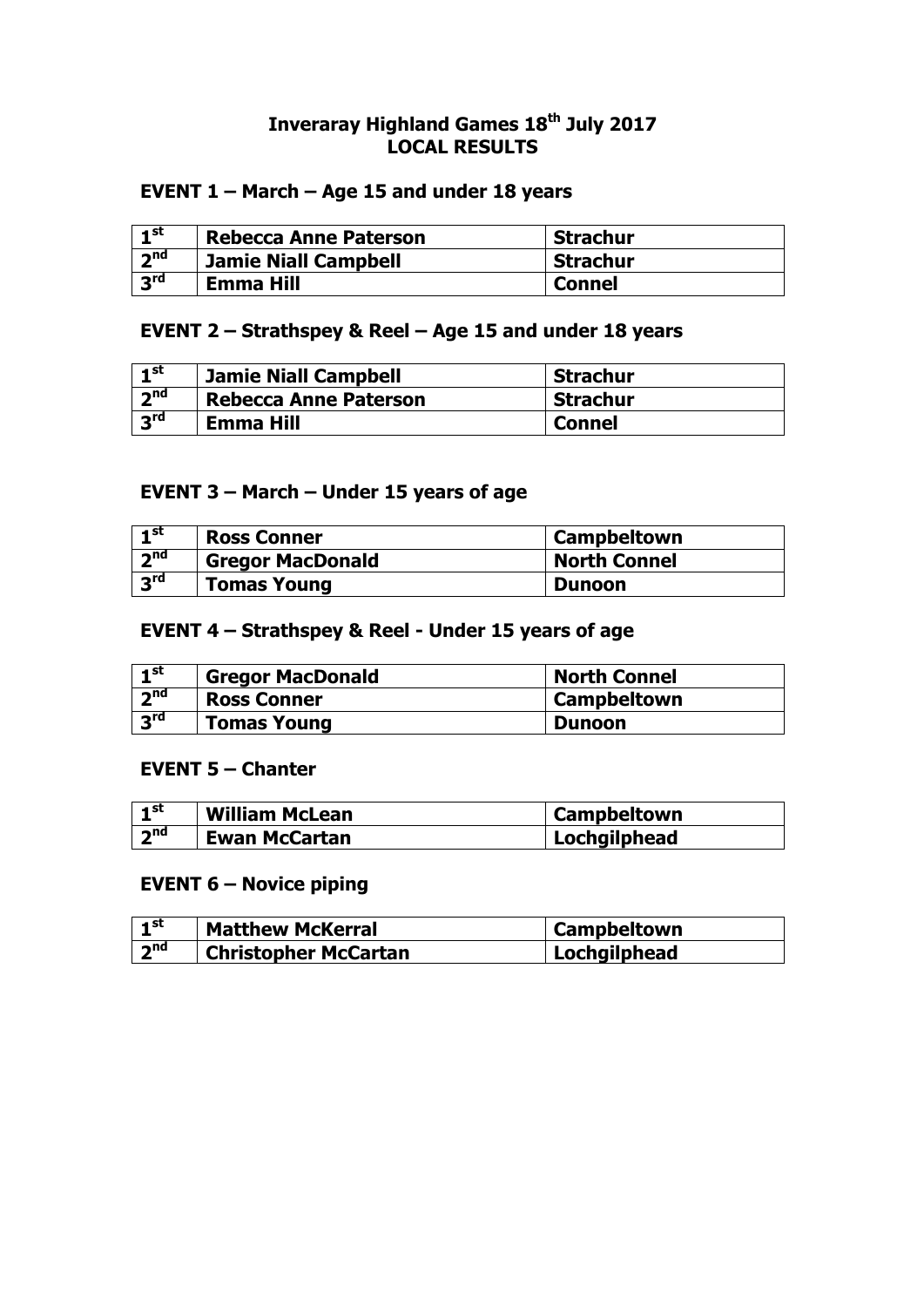# Inveraray Highland Games 18th July 2017
## LOCAL RESULTS

### EVENT 1 – March – Age 15 and under 18 years

| | | |
|---|---|---|
| 1st | Rebecca Anne Paterson | Strachur |
| 2nd | Jamie Niall Campbell | Strachur |
| 3rd | Emma Hill | Connel |

### EVENT 2 – Strathspey & Reel – Age 15 and under 18 years

| | | |
|---|---|---|
| 1st | Jamie Niall Campbell | Strachur |
| 2nd | Rebecca Anne Paterson | Strachur |
| 3rd | Emma Hill | Connel |

### EVENT 3 – March – Under 15 years of age

| | | |
|---|---|---|
| 1st | Ross Conner | Campbeltown |
| 2nd | Gregor MacDonald | North Connel |
| 3rd | Tomas Young | Dunoon |

### EVENT 4 – Strathspey & Reel - Under 15 years of age

| | | |
|---|---|---|
| 1st | Gregor MacDonald | North Connel |
| 2nd | Ross Conner | Campbeltown |
| 3rd | Tomas Young | Dunoon |

### EVENT 5 – Chanter

| | | |
|---|---|---|
| 1st | William McLean | Campbeltown |
| 2nd | Ewan McCartan | Lochgilphead |

### EVENT 6 – Novice piping

| | | |
|---|---|---|
| 1st | Matthew McKerral | Campbeltown |
| 2nd | Christopher McCartan | Lochgilphead |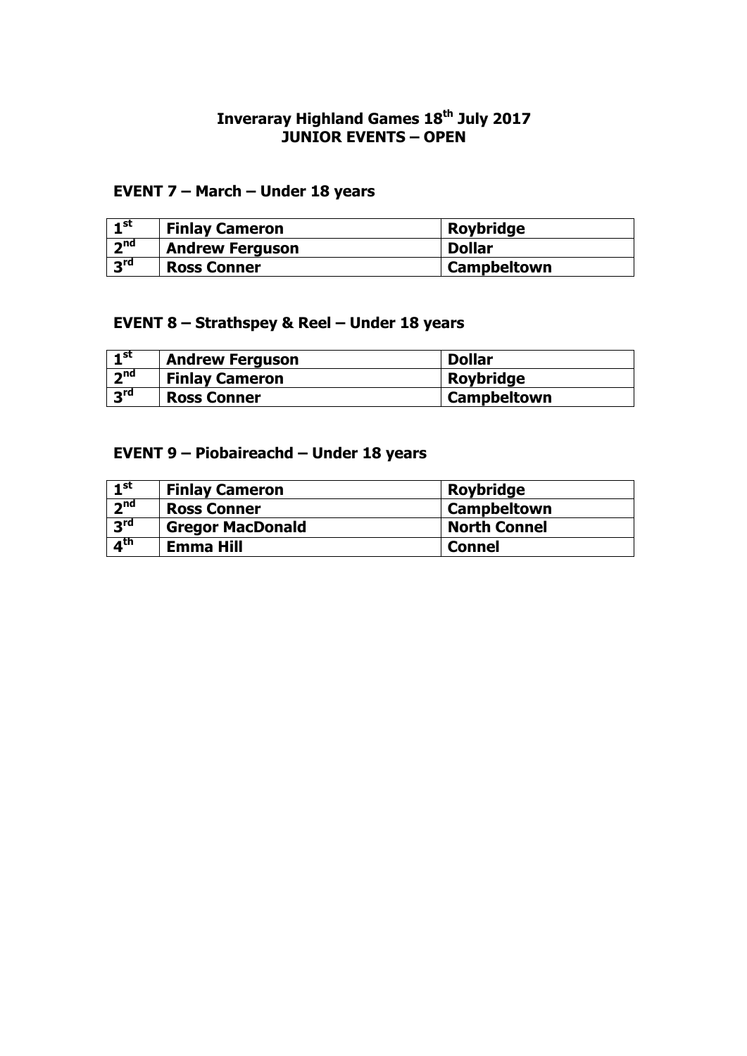# Inveraray Highland Games 18th July 2017
# JUNIOR EVENTS – OPEN

## EVENT 7 – March – Under 18 years

| | | |
|---|---|---|
| 1st | **Finlay Cameron** | **Roybridge** |
| 2nd | **Andrew Ferguson** | **Dollar** |
| 3rd | **Ross Conner** | **Campbeltown** |

## EVENT 8 – Strathspey & Reel – Under 18 years

| | | |
|---|---|---|
| 1st | **Andrew Ferguson** | **Dollar** |
| 2nd | **Finlay Cameron** | **Roybridge** |
| 3rd | **Ross Conner** | **Campbeltown** |

## EVENT 9 – Piobaireachd – Under 18 years

| | | |
|---|---|---|
| 1st | **Finlay Cameron** | **Roybridge** |
| 2nd | **Ross Conner** | **Campbeltown** |
| 3rd | **Gregor MacDonald** | **North Connel** |
| 4th | **Emma Hill** | **Connel** |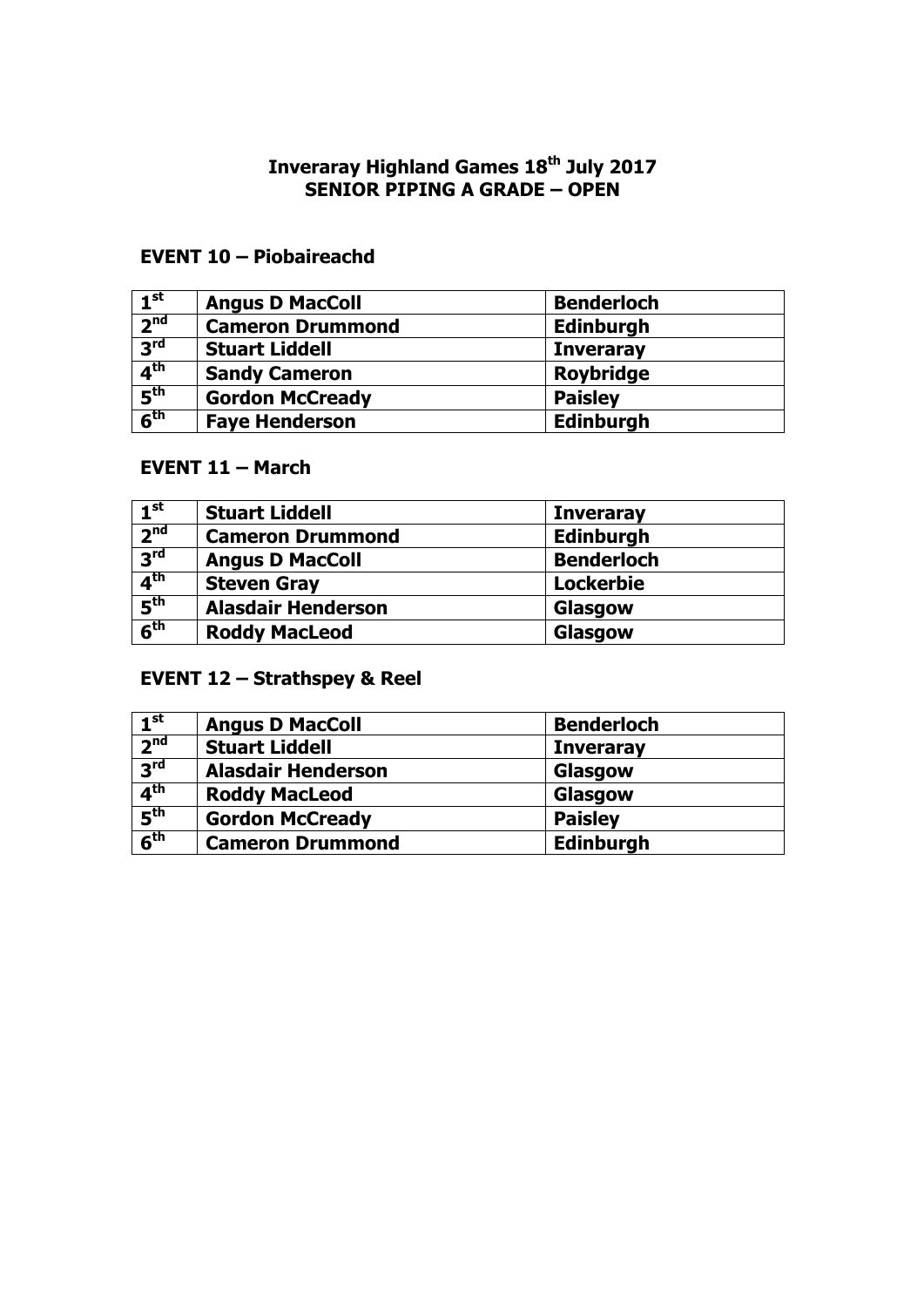# Inveraray Highland Games 18th July 2017
# SENIOR PIPING A GRADE – OPEN

## EVENT 10 – Piobaireachd

| | | |
|---|---|---|
| **1st** | **Angus D MacColl** | **Benderloch** |
| **2nd** | **Cameron Drummond** | **Edinburgh** |
| **3rd** | **Stuart Liddell** | **Inveraray** |
| **4th** | **Sandy Cameron** | **Roybridge** |
| **5th** | **Gordon McCready** | **Paisley** |
| **6th** | **Faye Henderson** | **Edinburgh** |

## EVENT 11 – March

| | | |
|---|---|---|
| **1st** | **Stuart Liddell** | **Inveraray** |
| **2nd** | **Cameron Drummond** | **Edinburgh** |
| **3rd** | **Angus D MacColl** | **Benderloch** |
| **4th** | **Steven Gray** | **Lockerbie** |
| **5th** | **Alasdair Henderson** | **Glasgow** |
| **6th** | **Roddy MacLeod** | **Glasgow** |

## EVENT 12 – Strathspey & Reel

| | | |
|---|---|---|
| **1st** | **Angus D MacColl** | **Benderloch** |
| **2nd** | **Stuart Liddell** | **Inveraray** |
| **3rd** | **Alasdair Henderson** | **Glasgow** |
| **4th** | **Roddy MacLeod** | **Glasgow** |
| **5th** | **Gordon McCready** | **Paisley** |
| **6th** | **Cameron Drummond** | **Edinburgh** |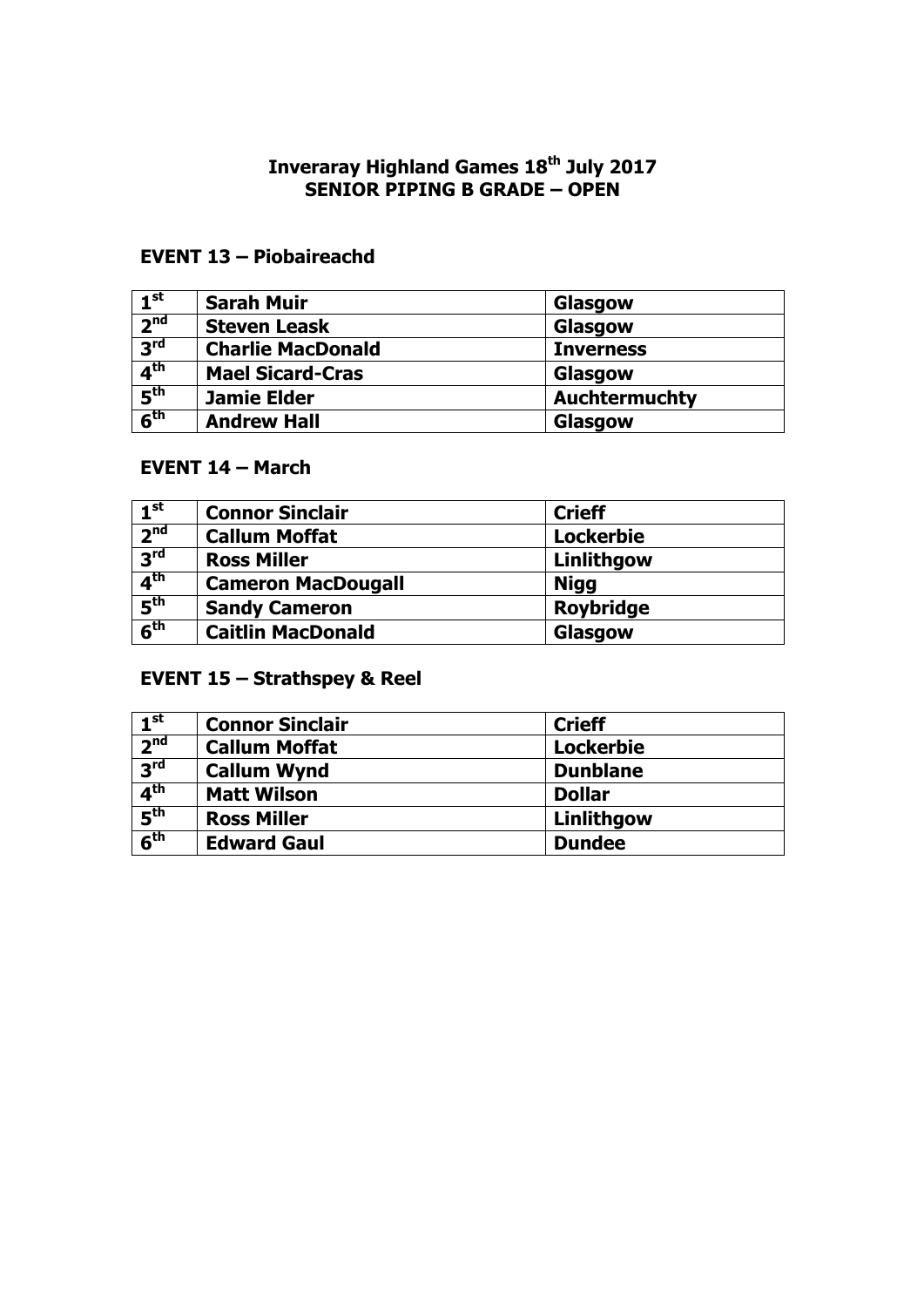# Inveraray Highland Games 18th July 2017
## SENIOR PIPING B GRADE – OPEN

### EVENT 13 – Piobaireachd

| | | |
|---|---|---|
| **1st** | **Sarah Muir** | **Glasgow** |
| **2nd** | **Steven Leask** | **Glasgow** |
| **3rd** | **Charlie MacDonald** | **Inverness** |
| **4th** | **Mael Sicard-Cras** | **Glasgow** |
| **5th** | **Jamie Elder** | **Auchtermuchty** |
| **6th** | **Andrew Hall** | **Glasgow** |

### EVENT 14 – March

| | | |
|---|---|---|
| **1st** | **Connor Sinclair** | **Crieff** |
| **2nd** | **Callum Moffat** | **Lockerbie** |
| **3rd** | **Ross Miller** | **Linlithgow** |
| **4th** | **Cameron MacDougall** | **Nigg** |
| **5th** | **Sandy Cameron** | **Roybridge** |
| **6th** | **Caitlin MacDonald** | **Glasgow** |

### EVENT 15 – Strathspey & Reel

| | | |
|---|---|---|
| **1st** | **Connor Sinclair** | **Crieff** |
| **2nd** | **Callum Moffat** | **Lockerbie** |
| **3rd** | **Callum Wynd** | **Dunblane** |
| **4th** | **Matt Wilson** | **Dollar** |
| **5th** | **Ross Miller** | **Linlithgow** |
| **6th** | **Edward Gaul** | **Dundee** |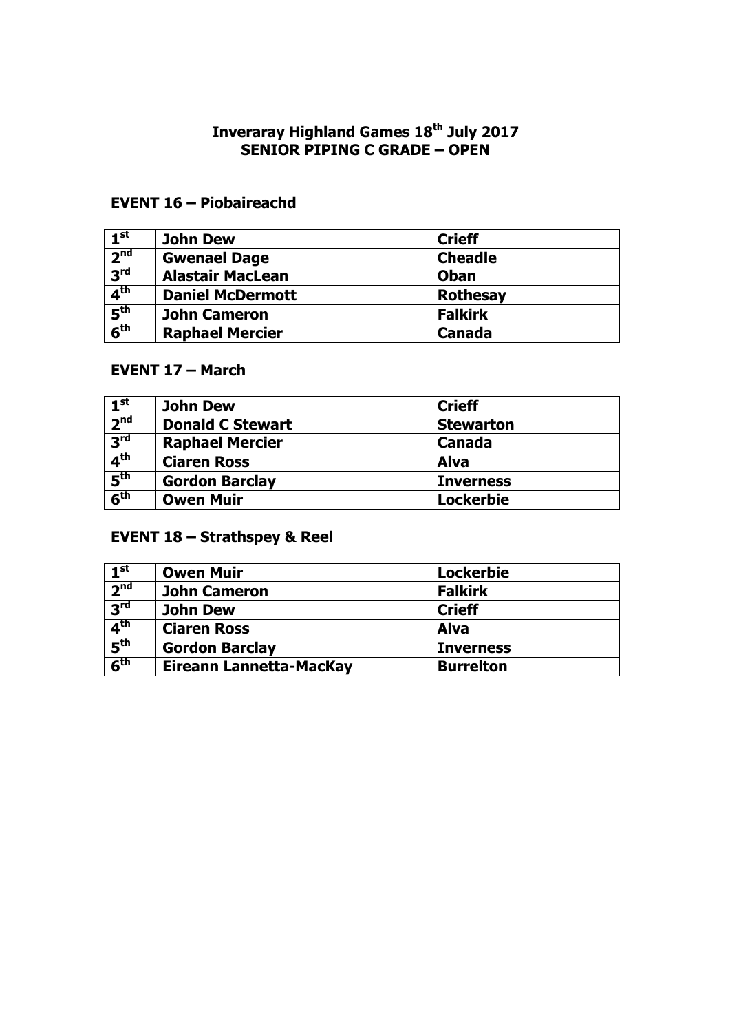# Inveraray Highland Games 18th July 2017
# SENIOR PIPING C GRADE – OPEN

## EVENT 16 – Piobaireachd

| | | |
|---|---|---|
| 1st | John Dew | Crieff |
| 2nd | Gwenael Dage | Cheadle |
| 3rd | Alastair MacLean | Oban |
| 4th | Daniel McDermott | Rothesay |
| 5th | John Cameron | Falkirk |
| 6th | Raphael Mercier | Canada |

## EVENT 17 – March

| | | |
|---|---|---|
| 1st | John Dew | Crieff |
| 2nd | Donald C Stewart | Stewarton |
| 3rd | Raphael Mercier | Canada |
| 4th | Ciaren Ross | Alva |
| 5th | Gordon Barclay | Inverness |
| 6th | Owen Muir | Lockerbie |

## EVENT 18 – Strathspey & Reel

| | | |
|---|---|---|
| 1st | Owen Muir | Lockerbie |
| 2nd | John Cameron | Falkirk |
| 3rd | John Dew | Crieff |
| 4th | Ciaren Ross | Alva |
| 5th | Gordon Barclay | Inverness |
| 6th | Eireann Lannetta-MacKay | Burrelton |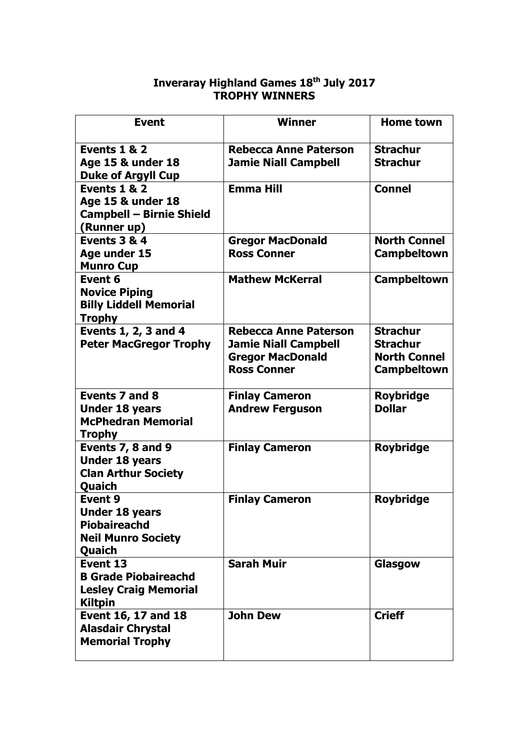# Inveraray Highland Games 18th July 2017
## TROPHY WINNERS

| Event | Winner | Home town |
|---|---|---|
| **Events 1 & 2**<br>**Age 15 & under 18**<br>**Duke of Argyll Cup** | **Rebecca Anne Paterson**<br>**Jamie Niall Campbell** | **Strachur**<br>**Strachur** |
| **Events 1 & 2**<br>**Age 15 & under 18**<br>**Campbell – Birnie Shield (Runner up)** | **Emma Hill** | **Connel** |
| **Events 3 & 4**<br>**Age under 15**<br>**Munro Cup** | **Gregor MacDonald**<br>**Ross Conner** | **North Connel**<br>**Campbeltown** |
| **Event 6**<br>**Novice Piping**<br>**Billy Liddell Memorial Trophy** | **Mathew McKerral** | **Campbeltown** |
| **Events 1, 2, 3 and 4**<br>**Peter MacGregor Trophy** | **Rebecca Anne Paterson**<br>**Jamie Niall Campbell**<br>**Gregor MacDonald**<br>**Ross Conner** | **Strachur**<br>**Strachur**<br>**North Connel**<br>**Campbeltown** |
| **Events 7 and 8**<br>**Under 18 years**<br>**McPhedran Memorial Trophy** | **Finlay Cameron**<br>**Andrew Ferguson** | **Roybridge**<br>**Dollar** |
| **Events 7, 8 and 9**<br>**Under 18 years**<br>**Clan Arthur Society Quaich** | **Finlay Cameron** | **Roybridge** |
| **Event 9**<br>**Under 18 years**<br>**Piobaireachd**<br>**Neil Munro Society Quaich** | **Finlay Cameron** | **Roybridge** |
| **Event 13**<br>**B Grade Piobaireachd**<br>**Lesley Craig Memorial Kiltpin** | **Sarah Muir** | **Glasgow** |
| **Event 16, 17 and 18**<br>**Alasdair Chrystal Memorial Trophy** | **John Dew** | **Crieff** |